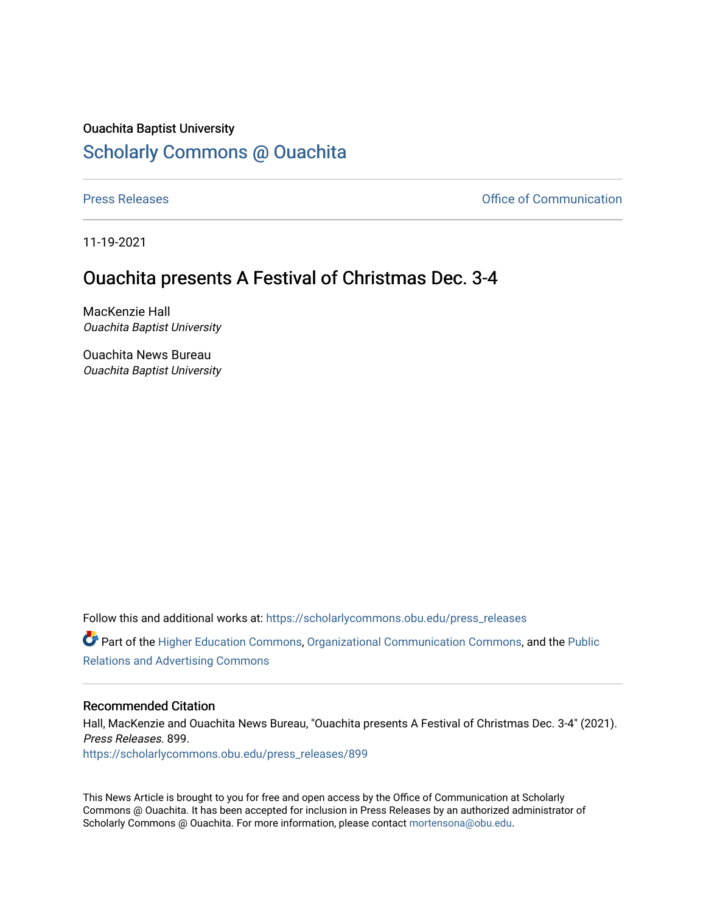Ouachita Baptist University

Scholarly Commons @ Ouachita

Press Releases | Office of Communication

11-19-2021

# Ouachita presents A Festival of Christmas Dec. 3-4

MacKenzie Hall
*Ouachita Baptist University*

Ouachita News Bureau
*Ouachita Baptist University*

Follow this and additional works at: https://scholarlycommons.obu.edu/press_releases

Part of the Higher Education Commons, Organizational Communication Commons, and the Public Relations and Advertising Commons

## Recommended Citation

Hall, MacKenzie and Ouachita News Bureau, "Ouachita presents A Festival of Christmas Dec. 3-4" (2021). *Press Releases*. 899.
https://scholarlycommons.obu.edu/press_releases/899

This News Article is brought to you for free and open access by the Office of Communication at Scholarly Commons @ Ouachita. It has been accepted for inclusion in Press Releases by an authorized administrator of Scholarly Commons @ Ouachita. For more information, please contact mortensona@obu.edu.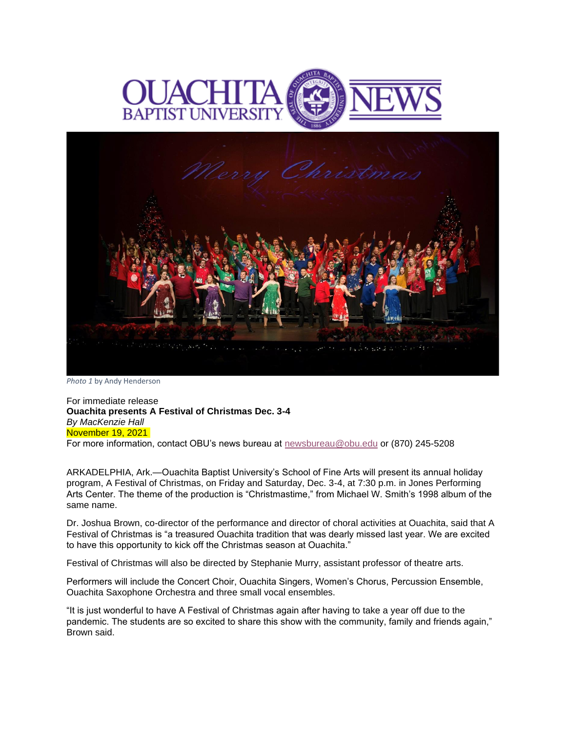OUACHITA BAPTIST UNIVERSITY NEWS

*Photo 1* by Andy Henderson

For immediate release
**Ouachita presents A Festival of Christmas Dec. 3-4**
*By MacKenzie Hall*
November 19, 2021
For more information, contact OBU's news bureau at newsbureau@obu.edu or (870) 245-5208

ARKADELPHIA, Ark.—Ouachita Baptist University's School of Fine Arts will present its annual holiday program, A Festival of Christmas, on Friday and Saturday, Dec. 3-4, at 7:30 p.m. in Jones Performing Arts Center. The theme of the production is "Christmastime," from Michael W. Smith's 1998 album of the same name.

Dr. Joshua Brown, co-director of the performance and director of choral activities at Ouachita, said that A Festival of Christmas is "a treasured Ouachita tradition that was dearly missed last year. We are excited to have this opportunity to kick off the Christmas season at Ouachita."

Festival of Christmas will also be directed by Stephanie Murry, assistant professor of theatre arts.

Performers will include the Concert Choir, Ouachita Singers, Women's Chorus, Percussion Ensemble, Ouachita Saxophone Orchestra and three small vocal ensembles.

"It is just wonderful to have A Festival of Christmas again after having to take a year off due to the pandemic. The students are so excited to share this show with the community, family and friends again," Brown said.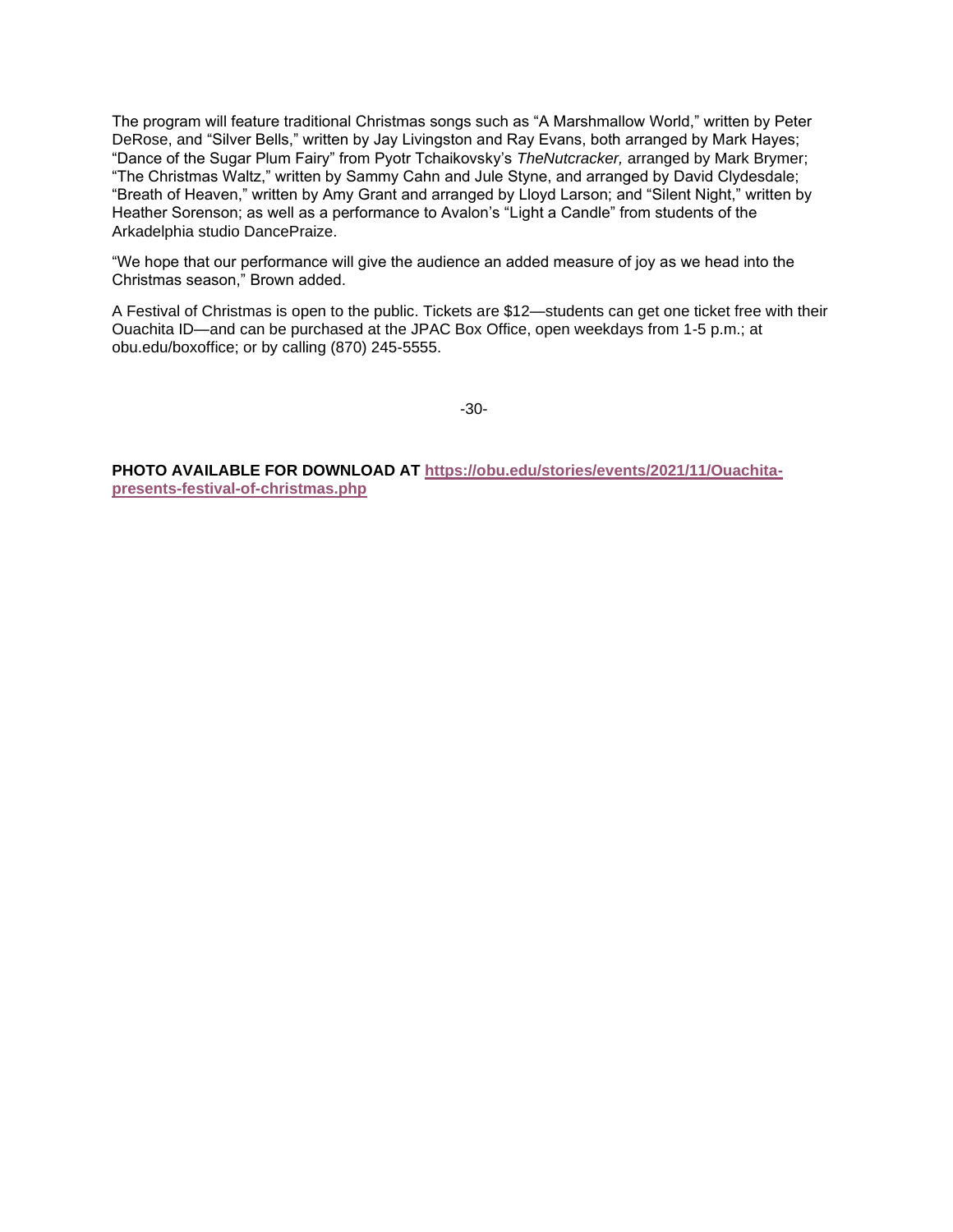The program will feature traditional Christmas songs such as “A Marshmallow World,” written by Peter DeRose, and “Silver Bells,” written by Jay Livingston and Ray Evans, both arranged by Mark Hayes; “Dance of the Sugar Plum Fairy” from Pyotr Tchaikovsky’s *TheNutcracker,* arranged by Mark Brymer; “The Christmas Waltz,” written by Sammy Cahn and Jule Styne, and arranged by David Clydesdale; “Breath of Heaven,” written by Amy Grant and arranged by Lloyd Larson; and “Silent Night,” written by Heather Sorenson; as well as a performance to Avalon’s “Light a Candle” from students of the Arkadelphia studio DancePraize.

“We hope that our performance will give the audience an added measure of joy as we head into the Christmas season,” Brown added.

A Festival of Christmas is open to the public. Tickets are $12—students can get one ticket free with their Ouachita ID—and can be purchased at the JPAC Box Office, open weekdays from 1-5 p.m.; at obu.edu/boxoffice; or by calling (870) 245-5555.

-30-

**PHOTO AVAILABLE FOR DOWNLOAD AT [https://obu.edu/stories/events/2021/11/Ouachita-presents-festival-of-christmas.php](https://obu.edu/stories/events/2021/11/Ouachita-presents-festival-of-christmas.php)**